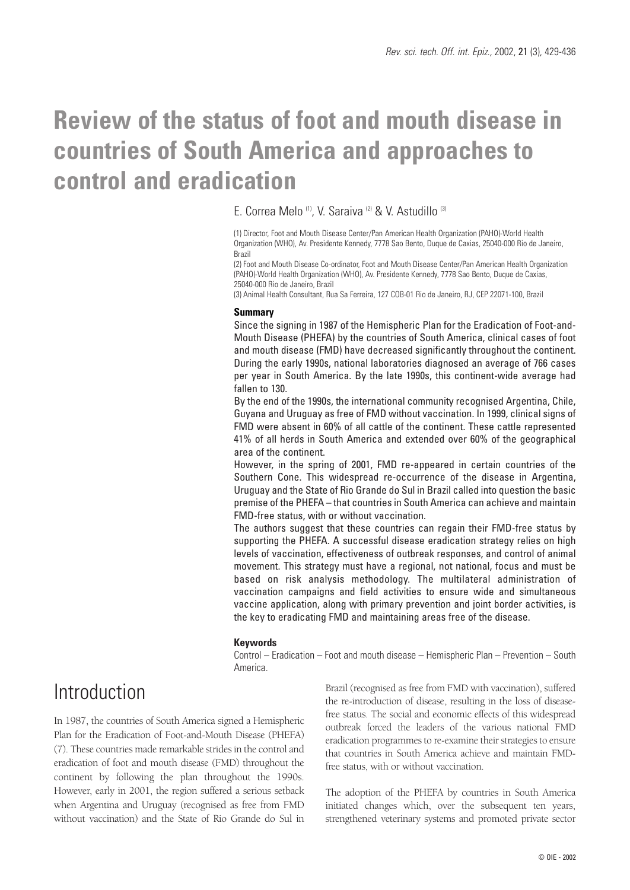# Review of the status of foot and mouth disease in countries of South America and approaches to control and eradication

E. Correa Melo [(1)], V. Saraiva [(2)] & V. Astudillo [(3)]

(1) Director, Foot and Mouth Disease Center/Pan American Health Organization (PAHO)-World Health Organization (WHO), Av. Presidente Kennedy, 7778 Sao Bento, Duque de Caxias, 25040-000 Rio de Janeiro, Brazil

(2) Foot and Mouth Disease Co-ordinator, Foot and Mouth Disease Center/Pan American Health Organization (PAHO)-World Health Organization (WHO), Av. Presidente Kennedy, 7778 Sao Bento, Duque de Caxias, 25040-000 Rio de Janeiro, Brazil

(3) Animal Health Consultant, Rua Sa Ferreira, 127 COB-01 Rio de Janeiro, RJ, CEP 22071-100, Brazil

**Summary**

Since the signing in 1987 of the Hemispheric Plan for the Eradication of Foot-and-Mouth Disease (PHEFA) by the countries of South America, clinical cases of foot and mouth disease (FMD) have decreased significantly throughout the continent. During the early 1990s, national laboratories diagnosed an average of 766 cases per year in South America. By the late 1990s, this continent-wide average had fallen to 130.

By the end of the 1990s, the international community recognised Argentina, Chile, Guyana and Uruguay as free of FMD without vaccination. In 1999, clinical signs of FMD were absent in 60% of all cattle of the continent. These cattle represented 41% of all herds in South America and extended over 60% of the geographical area of the continent.

However, in the spring of 2001, FMD re-appeared in certain countries of the Southern Cone. This widespread re-occurrence of the disease in Argentina, Uruguay and the State of Rio Grande do Sul in Brazil called into question the basic premise of the PHEFA – that countries in South America can achieve and maintain FMD-free status, with or without vaccination.

The authors suggest that these countries can regain their FMD-free status by supporting the PHEFA. A successful disease eradication strategy relies on high levels of vaccination, effectiveness of outbreak responses, and control of animal movement. This strategy must have a regional, not national, focus and must be based on risk analysis methodology. The multilateral administration of vaccination campaigns and field activities to ensure wide and simultaneous vaccine application, along with primary prevention and joint border activities, is the key to eradicating FMD and maintaining areas free of the disease.

**Keywords**

Control – Eradication – Foot and mouth disease – Hemispheric Plan – Prevention – South America.

## Introduction

In 1987, the countries of South America signed a Hemispheric Plan for the Eradication of Foot-and-Mouth Disease (PHEFA) (7). These countries made remarkable strides in the control and eradication of foot and mouth disease (FMD) throughout the continent by following the plan throughout the 1990s. However, early in 2001, the region suffered a serious setback when Argentina and Uruguay (recognised as free from FMD without vaccination) and the State of Rio Grande do Sul in Brazil (recognised as free from FMD with vaccination), suffered the re-introduction of disease, resulting in the loss of disease-free status. The social and economic effects of this widespread outbreak forced the leaders of the various national FMD eradication programmes to re-examine their strategies to ensure that countries in South America achieve and maintain FMD-free status, with or without vaccination.

The adoption of the PHEFA by countries in South America initiated changes which, over the subsequent ten years, strengthened veterinary systems and promoted private sector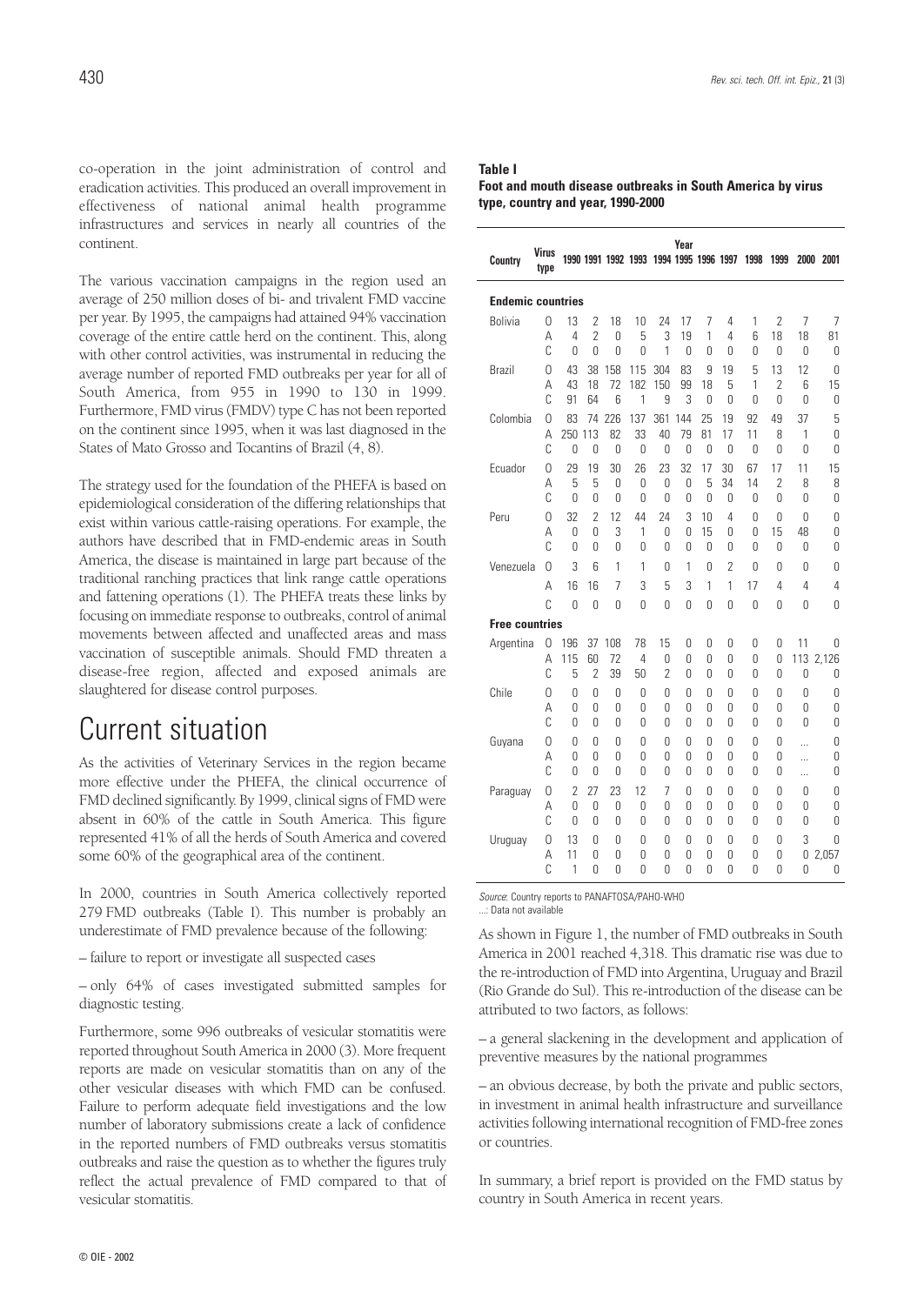co-operation in the joint administration of control and eradication activities. This produced an overall improvement in effectiveness of national animal health programme infrastructures and services in nearly all countries of the continent.

The various vaccination campaigns in the region used an average of 250 million doses of bi- and trivalent FMD vaccine per year. By 1995, the campaigns had attained 94% vaccination coverage of the entire cattle herd on the continent. This, along with other control activities, was instrumental in reducing the average number of reported FMD outbreaks per year for all of South America, from 955 in 1990 to 130 in 1999. Furthermore, FMD virus (FMDV) type C has not been reported on the continent since 1995, when it was last diagnosed in the States of Mato Grosso and Tocantins of Brazil (4, 8).

The strategy used for the foundation of the PHEFA is based on epidemiological consideration of the differing relationships that exist within various cattle-raising operations. For example, the authors have described that in FMD-endemic areas in South America, the disease is maintained in large part because of the traditional ranching practices that link range cattle operations and fattening operations (1). The PHEFA treats these links by focusing on immediate response to outbreaks, control of animal movements between affected and unaffected areas and mass vaccination of susceptible animals. Should FMD threaten a disease-free region, affected and exposed animals are slaughtered for disease control purposes.

# Current situation

As the activities of Veterinary Services in the region became more effective under the PHEFA, the clinical occurrence of FMD declined significantly. By 1999, clinical signs of FMD were absent in 60% of the cattle in South America. This figure represented 41% of all the herds of South America and covered some 60% of the geographical area of the continent.

In 2000, countries in South America collectively reported 279 FMD outbreaks (Table I). This number is probably an underestimate of FMD prevalence because of the following:

– failure to report or investigate all suspected cases

– only 64% of cases investigated submitted samples for diagnostic testing.

Furthermore, some 996 outbreaks of vesicular stomatitis were reported throughout South America in 2000 (3). More frequent reports are made on vesicular stomatitis than on any of the other vesicular diseases with which FMD can be confused. Failure to perform adequate field investigations and the low number of laboratory submissions create a lack of confidence in the reported numbers of FMD outbreaks versus stomatitis outbreaks and raise the question as to whether the figures truly reflect the actual prevalence of FMD compared to that of vesicular stomatitis.

**Table I**
**Foot and mouth disease outbreaks in South America by virus type, country and year, 1990-2000**

| Country | Virus type | 1990 | 1991 | 1992 | 1993 | 1994 | 1995 | 1996 | 1997 | 1998 | 1999 | 2000 | 2001 |
|---|---|---|---|---|---|---|---|---|---|---|---|---|---|
| **Endemic countries** | | | | | | | | | | | | | |
| Bolivia | O | 13 | 2 | 18 | 10 | 24 | 17 | 7 | 4 | 1 | 2 | 7 | 7 |
| | A | 4 | 2 | 0 | 5 | 3 | 19 | 1 | 4 | 6 | 18 | 18 | 81 |
| | C | 0 | 0 | 0 | 0 | 1 | 0 | 0 | 0 | 0 | 0 | 0 | 0 |
| Brazil | O | 43 | 38 | 158 | 115 | 304 | 83 | 9 | 19 | 5 | 13 | 12 | 0 |
| | A | 43 | 18 | 72 | 182 | 150 | 99 | 18 | 5 | 1 | 2 | 6 | 15 |
| | C | 91 | 64 | 6 | 1 | 9 | 3 | 0 | 0 | 0 | 0 | 0 | 0 |
| Colombia | O | 83 | 74 | 226 | 137 | 361 | 144 | 25 | 19 | 92 | 49 | 37 | 5 |
| | A | 250 | 113 | 82 | 33 | 40 | 79 | 81 | 17 | 11 | 8 | 1 | 0 |
| | C | 0 | 0 | 0 | 0 | 0 | 0 | 0 | 0 | 0 | 0 | 0 | 0 |
| Ecuador | O | 29 | 19 | 30 | 26 | 23 | 32 | 17 | 30 | 67 | 17 | 11 | 15 |
| | A | 5 | 5 | 0 | 0 | 0 | 0 | 5 | 34 | 14 | 2 | 8 | 8 |
| | C | 0 | 0 | 0 | 0 | 0 | 0 | 0 | 0 | 0 | 0 | 0 | 0 |
| Peru | O | 32 | 2 | 12 | 44 | 24 | 3 | 10 | 4 | 0 | 0 | 0 | 0 |
| | A | 0 | 0 | 3 | 1 | 0 | 0 | 15 | 0 | 0 | 15 | 48 | 0 |
| | C | 0 | 0 | 0 | 0 | 0 | 0 | 0 | 0 | 0 | 0 | 0 | 0 |
| Venezuela | O | 3 | 6 | 1 | 1 | 0 | 1 | 0 | 2 | 0 | 0 | 0 | 0 |
| | A | 16 | 16 | 7 | 3 | 5 | 3 | 1 | 1 | 17 | 4 | 4 | 4 |
| | C | 0 | 0 | 0 | 0 | 0 | 0 | 0 | 0 | 0 | 0 | 0 | 0 |
| **Free countries** | | | | | | | | | | | | | |
| Argentina | O | 196 | 37 | 108 | 78 | 15 | 0 | 0 | 0 | 0 | 0 | 11 | 0 |
| | A | 115 | 60 | 72 | 4 | 0 | 0 | 0 | 0 | 0 | 0 | 113 | 2,126 |
| | C | 5 | 2 | 39 | 50 | 2 | 0 | 0 | 0 | 0 | 0 | 0 | 0 |
| Chile | O | 0 | 0 | 0 | 0 | 0 | 0 | 0 | 0 | 0 | 0 | 0 | 0 |
| | A | 0 | 0 | 0 | 0 | 0 | 0 | 0 | 0 | 0 | 0 | 0 | 0 |
| | C | 0 | 0 | 0 | 0 | 0 | 0 | 0 | 0 | 0 | 0 | 0 | 0 |
| Guyana | O | 0 | 0 | 0 | 0 | 0 | 0 | 0 | 0 | 0 | 0 | ... | 0 |
| | A | 0 | 0 | 0 | 0 | 0 | 0 | 0 | 0 | 0 | 0 | ... | 0 |
| | C | 0 | 0 | 0 | 0 | 0 | 0 | 0 | 0 | 0 | 0 | ... | 0 |
| Paraguay | O | 2 | 27 | 23 | 12 | 7 | 0 | 0 | 0 | 0 | 0 | 0 | 0 |
| | A | 0 | 0 | 0 | 0 | 0 | 0 | 0 | 0 | 0 | 0 | 0 | 0 |
| | C | 0 | 0 | 0 | 0 | 0 | 0 | 0 | 0 | 0 | 0 | 0 | 0 |
| Uruguay | O | 13 | 0 | 0 | 0 | 0 | 0 | 0 | 0 | 0 | 0 | 3 | 0 |
| | A | 11 | 0 | 0 | 0 | 0 | 0 | 0 | 0 | 0 | 0 | 0 | 2,057 |
| | C | 1 | 0 | 0 | 0 | 0 | 0 | 0 | 0 | 0 | 0 | 0 | 0 |

*Source*: Country reports to PANAFTOSA/PAHO-WHO
...: Data not available

As shown in Figure 1, the number of FMD outbreaks in South America in 2001 reached 4,318. This dramatic rise was due to the re-introduction of FMD into Argentina, Uruguay and Brazil (Rio Grande do Sul). This re-introduction of the disease can be attributed to two factors, as follows:

– a general slackening in the development and application of preventive measures by the national programmes

– an obvious decrease, by both the private and public sectors, in investment in animal health infrastructure and surveillance activities following international recognition of FMD-free zones or countries.

In summary, a brief report is provided on the FMD status by country in South America in recent years.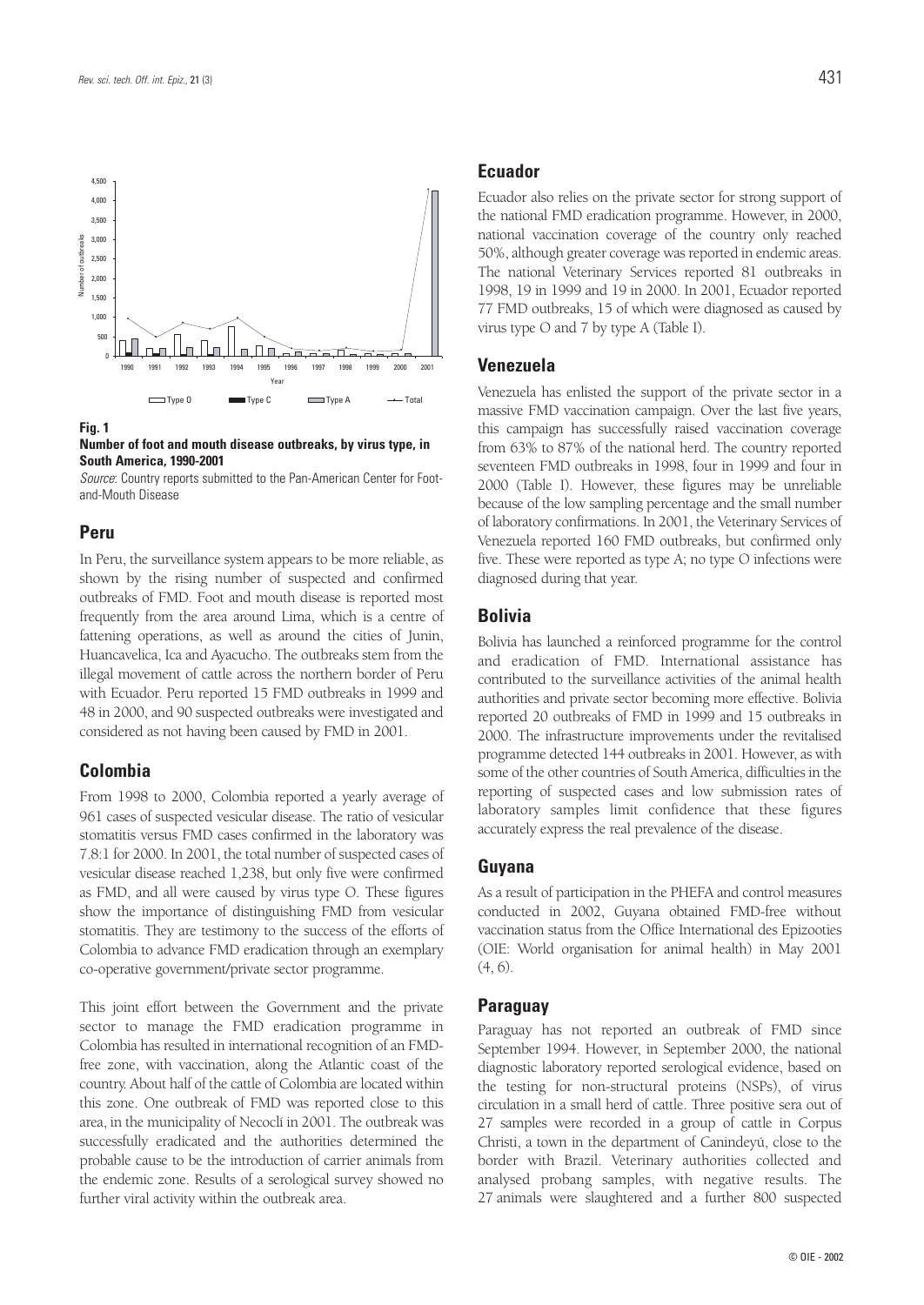**Fig. 1**
**Number of foot and mouth disease outbreaks, by virus type, in South America, 1990-2001**

*Source*: Country reports submitted to the Pan-American Center for Foot-and-Mouth Disease

## Peru

In Peru, the surveillance system appears to be more reliable, as shown by the rising number of suspected and confirmed outbreaks of FMD. Foot and mouth disease is reported most frequently from the area around Lima, which is a centre of fattening operations, as well as around the cities of Junin, Huancavelica, Ica and Ayacucho. The outbreaks stem from the illegal movement of cattle across the northern border of Peru with Ecuador. Peru reported 15 FMD outbreaks in 1999 and 48 in 2000, and 90 suspected outbreaks were investigated and considered as not having been caused by FMD in 2001.

## Colombia

From 1998 to 2000, Colombia reported a yearly average of 961 cases of suspected vesicular disease. The ratio of vesicular stomatitis versus FMD cases confirmed in the laboratory was 7.8:1 for 2000. In 2001, the total number of suspected cases of vesicular disease reached 1,238, but only five were confirmed as FMD, and all were caused by virus type O. These figures show the importance of distinguishing FMD from vesicular stomatitis. They are testimony to the success of the efforts of Colombia to advance FMD eradication through an exemplary co-operative government/private sector programme.

This joint effort between the Government and the private sector to manage the FMD eradication programme in Colombia has resulted in international recognition of an FMD-free zone, with vaccination, along the Atlantic coast of the country. About half of the cattle of Colombia are located within this zone. One outbreak of FMD was reported close to this area, in the municipality of Necoclí in 2001. The outbreak was successfully eradicated and the authorities determined the probable cause to be the introduction of carrier animals from the endemic zone. Results of a serological survey showed no further viral activity within the outbreak area.

## Ecuador

Ecuador also relies on the private sector for strong support of the national FMD eradication programme. However, in 2000, national vaccination coverage of the country only reached 50%, although greater coverage was reported in endemic areas. The national Veterinary Services reported 81 outbreaks in 1998, 19 in 1999 and 19 in 2000. In 2001, Ecuador reported 77 FMD outbreaks, 15 of which were diagnosed as caused by virus type O and 7 by type A (Table I).

## Venezuela

Venezuela has enlisted the support of the private sector in a massive FMD vaccination campaign. Over the last five years, this campaign has successfully raised vaccination coverage from 63% to 87% of the national herd. The country reported seventeen FMD outbreaks in 1998, four in 1999 and four in 2000 (Table I). However, these figures may be unreliable because of the low sampling percentage and the small number of laboratory confirmations. In 2001, the Veterinary Services of Venezuela reported 160 FMD outbreaks, but confirmed only five. These were reported as type A; no type O infections were diagnosed during that year.

## Bolivia

Bolivia has launched a reinforced programme for the control and eradication of FMD. International assistance has contributed to the surveillance activities of the animal health authorities and private sector becoming more effective. Bolivia reported 20 outbreaks of FMD in 1999 and 15 outbreaks in 2000. The infrastructure improvements under the revitalised programme detected 144 outbreaks in 2001. However, as with some of the other countries of South America, difficulties in the reporting of suspected cases and low submission rates of laboratory samples limit confidence that these figures accurately express the real prevalence of the disease.

## Guyana

As a result of participation in the PHEFA and control measures conducted in 2002, Guyana obtained FMD-free without vaccination status from the Office International des Epizooties (OIE: World organisation for animal health) in May 2001 (4, 6).

## Paraguay

Paraguay has not reported an outbreak of FMD since September 1994. However, in September 2000, the national diagnostic laboratory reported serological evidence, based on the testing for non-structural proteins (NSPs), of virus circulation in a small herd of cattle. Three positive sera out of 27 samples were recorded in a group of cattle in Corpus Christi, a town in the department of Canindeyú, close to the border with Brazil. Veterinary authorities collected and analysed probang samples, with negative results. The 27 animals were slaughtered and a further 800 suspected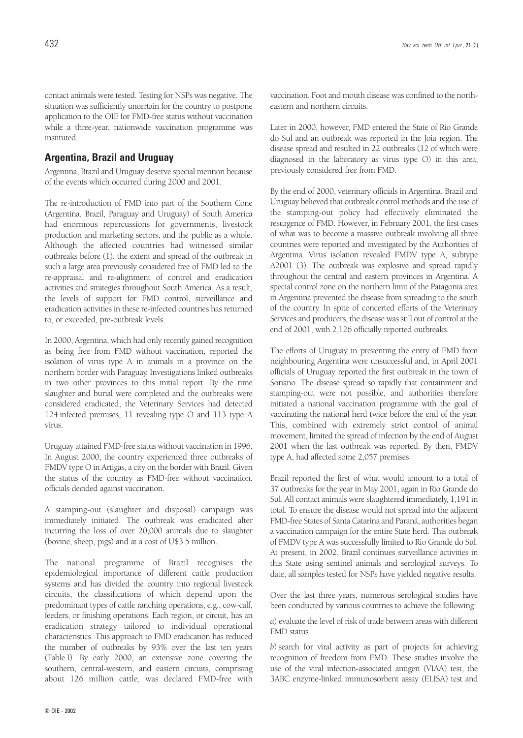contact animals were tested. Testing for NSPs was negative. The situation was sufficiently uncertain for the country to postpone application to the OIE for FMD-free status without vaccination while a three-year, nationwide vaccination programme was instituted.

## Argentina, Brazil and Uruguay

Argentina, Brazil and Uruguay deserve special mention because of the events which occurred during 2000 and 2001.

The re-introduction of FMD into part of the Southern Cone (Argentina, Brazil, Paraguay and Uruguay) of South America had enormous repercussions for governments, livestock production and marketing sectors, and the public as a whole. Although the affected countries had witnessed similar outbreaks before (1), the extent and spread of the outbreak in such a large area previously considered free of FMD led to the re-appraisal and re-alignment of control and eradication activities and strategies throughout South America. As a result, the levels of support for FMD control, surveillance and eradication activities in these re-infected countries has returned to, or exceeded, pre-outbreak levels.

In 2000, Argentina, which had only recently gained recognition as being free from FMD without vaccination, reported the isolation of virus type A in animals in a province on the northern border with Paraguay. Investigations linked outbreaks in two other provinces to this initial report. By the time slaughter and burial were completed and the outbreaks were considered eradicated, the Veterinary Services had detected 124 infected premises, 11 revealing type O and 113 type A virus.

Uruguay attained FMD-free status without vaccination in 1996. In August 2000, the country experienced three outbreaks of FMDV type O in Artigas, a city on the border with Brazil. Given the status of the country as FMD-free without vaccination, officials decided against vaccination.

A stamping-out (slaughter and disposal) campaign was immediately initiated. The outbreak was eradicated after incurring the loss of over 20,000 animals due to slaughter (bovine, sheep, pigs) and at a cost of U$3.5 million.

The national programme of Brazil recognises the epidemiological importance of different cattle production systems and has divided the country into regional livestock circuits, the classifications of which depend upon the predominant types of cattle ranching operations, e.g., cow-calf, feeders, or finishing operations. Each region, or circuit, has an eradication strategy tailored to individual operational characteristics. This approach to FMD eradication has reduced the number of outbreaks by 93% over the last ten years (Table I). By early 2000, an extensive zone covering the southern, central-western, and eastern circuits, comprising about 126 million cattle, was declared FMD-free with vaccination. Foot and mouth disease was confined to the north-eastern and northern circuits.

Later in 2000, however, FMD entered the State of Rio Grande do Sul and an outbreak was reported in the Joia region. The disease spread and resulted in 22 outbreaks (12 of which were diagnosed in the laboratory as virus type O) in this area, previously considered free from FMD.

By the end of 2000, veterinary officials in Argentina, Brazil and Uruguay believed that outbreak control methods and the use of the stamping-out policy had effectively eliminated the resurgence of FMD. However, in February 2001, the first cases of what was to become a massive outbreak involving all three countries were reported and investigated by the Authorities of Argentina. Virus isolation revealed FMDV type A, subtype A2001 (3). The outbreak was explosive and spread rapidly throughout the central and eastern provinces in Argentina. A special control zone on the northern limit of the Patagonia area in Argentina prevented the disease from spreading to the south of the country. In spite of concerted efforts of the Veterinary Services and producers, the disease was still out of control at the end of 2001, with 2,126 officially reported outbreaks.

The efforts of Uruguay in preventing the entry of FMD from neighbouring Argentina were unsuccessful and, in April 2001 officials of Uruguay reported the first outbreak in the town of Soriano. The disease spread so rapidly that containment and stamping-out were not possible, and authorities therefore initiated a national vaccination programme with the goal of vaccinating the national herd twice before the end of the year. This, combined with extremely strict control of animal movement, limited the spread of infection by the end of August 2001 when the last outbreak was reported. By then, FMDV type A, had affected some 2,057 premises.

Brazil reported the first of what would amount to a total of 37 outbreaks for the year in May 2001, again in Rio Grande do Sul. All contact animals were slaughtered immediately, 1,191 in total. To ensure the disease would not spread into the adjacent FMD-free States of Santa Catarina and Paraná, authorities began a vaccination campaign for the entire State herd. This outbreak of FMDV type A was successfully limited to Rio Grande do Sul. At present, in 2002, Brazil continues surveillance activities in this State using sentinel animals and serological surveys. To date, all samples tested for NSPs have yielded negative results.

Over the last three years, numerous serological studies have been conducted by various countries to achieve the following:

*a*) evaluate the level of risk of trade between areas with different FMD status

*b*) search for viral activity as part of projects for achieving recognition of freedom from FMD. These studies involve the use of the viral infection-associated antigen (VIAA) test, the 3ABC enzyme-linked immunosorbent assay (ELISA) test and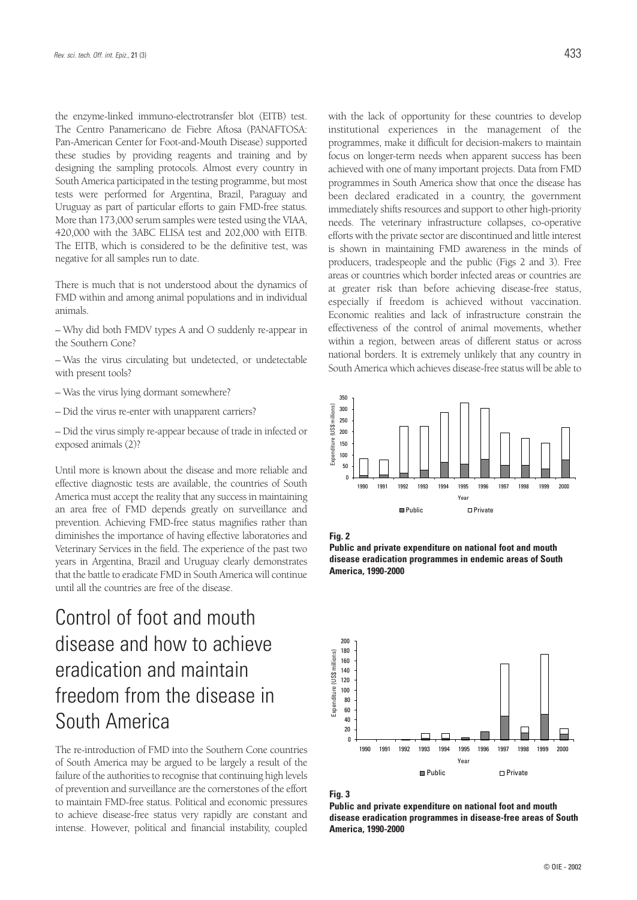the enzyme-linked immuno-electrotransfer blot (EITB) test. The Centro Panamericano de Fiebre Aftosa (PANAFTOSA: Pan-American Center for Foot-and-Mouth Disease) supported these studies by providing reagents and training and by designing the sampling protocols. Almost every country in South America participated in the testing programme, but most tests were performed for Argentina, Brazil, Paraguay and Uruguay as part of particular efforts to gain FMD-free status. More than 173,000 serum samples were tested using the VIAA, 420,000 with the 3ABC ELISA test and 202,000 with EITB. The EITB, which is considered to be the definitive test, was negative for all samples run to date.

There is much that is not understood about the dynamics of FMD within and among animal populations and in individual animals.

– Why did both FMDV types A and O suddenly re-appear in the Southern Cone?

– Was the virus circulating but undetected, or undetectable with present tools?

– Was the virus lying dormant somewhere?

– Did the virus re-enter with unapparent carriers?

– Did the virus simply re-appear because of trade in infected or exposed animals (2)?

Until more is known about the disease and more reliable and effective diagnostic tests are available, the countries of South America must accept the reality that any success in maintaining an area free of FMD depends greatly on surveillance and prevention. Achieving FMD-free status magnifies rather than diminishes the importance of having effective laboratories and Veterinary Services in the field. The experience of the past two years in Argentina, Brazil and Uruguay clearly demonstrates that the battle to eradicate FMD in South America will continue until all the countries are free of the disease.

# Control of foot and mouth disease and how to achieve eradication and maintain freedom from the disease in South America

The re-introduction of FMD into the Southern Cone countries of South America may be argued to be largely a result of the failure of the authorities to recognise that continuing high levels of prevention and surveillance are the cornerstones of the effort to maintain FMD-free status. Political and economic pressures to achieve disease-free status very rapidly are constant and intense. However, political and financial instability, coupled with the lack of opportunity for these countries to develop institutional experiences in the management of the programmes, make it difficult for decision-makers to maintain focus on longer-term needs when apparent success has been achieved with one of many important projects. Data from FMD programmes in South America show that once the disease has been declared eradicated in a country, the government immediately shifts resources and support to other high-priority needs. The veterinary infrastructure collapses, co-operative efforts with the private sector are discontinued and little interest is shown in maintaining FMD awareness in the minds of producers, tradespeople and the public (Figs 2 and 3). Free areas or countries which border infected areas or countries are at greater risk than before achieving disease-free status, especially if freedom is achieved without vaccination. Economic realities and lack of infrastructure constrain the effectiveness of the control of animal movements, whether within a region, between areas of different status or across national borders. It is extremely unlikely that any country in South America which achieves disease-free status will be able to

**Fig. 2**
**Public and private expenditure on national foot and mouth disease eradication programmes in endemic areas of South America, 1990-2000**

**Fig. 3**
**Public and private expenditure on national foot and mouth disease eradication programmes in disease-free areas of South America, 1990-2000**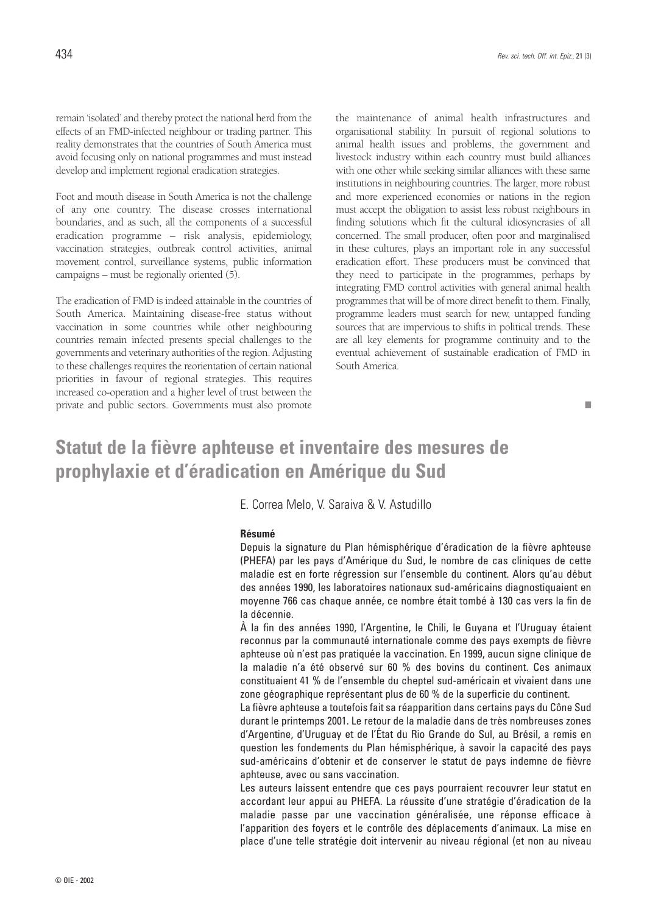remain 'isolated' and thereby protect the national herd from the effects of an FMD-infected neighbour or trading partner. This reality demonstrates that the countries of South America must avoid focusing only on national programmes and must instead develop and implement regional eradication strategies.

Foot and mouth disease in South America is not the challenge of any one country. The disease crosses international boundaries, and as such, all the components of a successful eradication programme – risk analysis, epidemiology, vaccination strategies, outbreak control activities, animal movement control, surveillance systems, public information campaigns – must be regionally oriented (5).

The eradication of FMD is indeed attainable in the countries of South America. Maintaining disease-free status without vaccination in some countries while other neighbouring countries remain infected presents special challenges to the governments and veterinary authorities of the region. Adjusting to these challenges requires the reorientation of certain national priorities in favour of regional strategies. This requires increased co-operation and a higher level of trust between the private and public sectors. Governments must also promote the maintenance of animal health infrastructures and organisational stability. In pursuit of regional solutions to animal health issues and problems, the government and livestock industry within each country must build alliances with one other while seeking similar alliances with these same institutions in neighbouring countries. The larger, more robust and more experienced economies or nations in the region must accept the obligation to assist less robust neighbours in finding solutions which fit the cultural idiosyncrasies of all concerned. The small producer, often poor and marginalised in these cultures, plays an important role in any successful eradication effort. These producers must be convinced that they need to participate in the programmes, perhaps by integrating FMD control activities with general animal health programmes that will be of more direct benefit to them. Finally, programme leaders must search for new, untapped funding sources that are impervious to shifts in political trends. These are all key elements for programme continuity and to the eventual achievement of sustainable eradication of FMD in South America.

■

# Statut de la fièvre aphteuse et inventaire des mesures de prophylaxie et d'éradication en Amérique du Sud

E. Correa Melo, V. Saraiva & V. Astudillo

**Résumé**

Depuis la signature du Plan hémisphérique d'éradication de la fièvre aphteuse (PHEFA) par les pays d'Amérique du Sud, le nombre de cas cliniques de cette maladie est en forte régression sur l'ensemble du continent. Alors qu'au début des années 1990, les laboratoires nationaux sud-américains diagnostiquaient en moyenne 766 cas chaque année, ce nombre était tombé à 130 cas vers la fin de la décennie.

À la fin des années 1990, l'Argentine, le Chili, le Guyana et l'Uruguay étaient reconnus par la communauté internationale comme des pays exempts de fièvre aphteuse où n'est pas pratiquée la vaccination. En 1999, aucun signe clinique de la maladie n'a été observé sur 60 % des bovins du continent. Ces animaux constituaient 41 % de l'ensemble du cheptel sud-américain et vivaient dans une zone géographique représentant plus de 60 % de la superficie du continent.

La fièvre aphteuse a toutefois fait sa réapparition dans certains pays du Cône Sud durant le printemps 2001. Le retour de la maladie dans de très nombreuses zones d'Argentine, d'Uruguay et de l'État du Rio Grande do Sul, au Brésil, a remis en question les fondements du Plan hémisphérique, à savoir la capacité des pays sud-américains d'obtenir et de conserver le statut de pays indemne de fièvre aphteuse, avec ou sans vaccination.

Les auteurs laissent entendre que ces pays pourraient recouvrer leur statut en accordant leur appui au PHEFA. La réussite d'une stratégie d'éradication de la maladie passe par une vaccination généralisée, une réponse efficace à l'apparition des foyers et le contrôle des déplacements d'animaux. La mise en place d'une telle stratégie doit intervenir au niveau régional (et non au niveau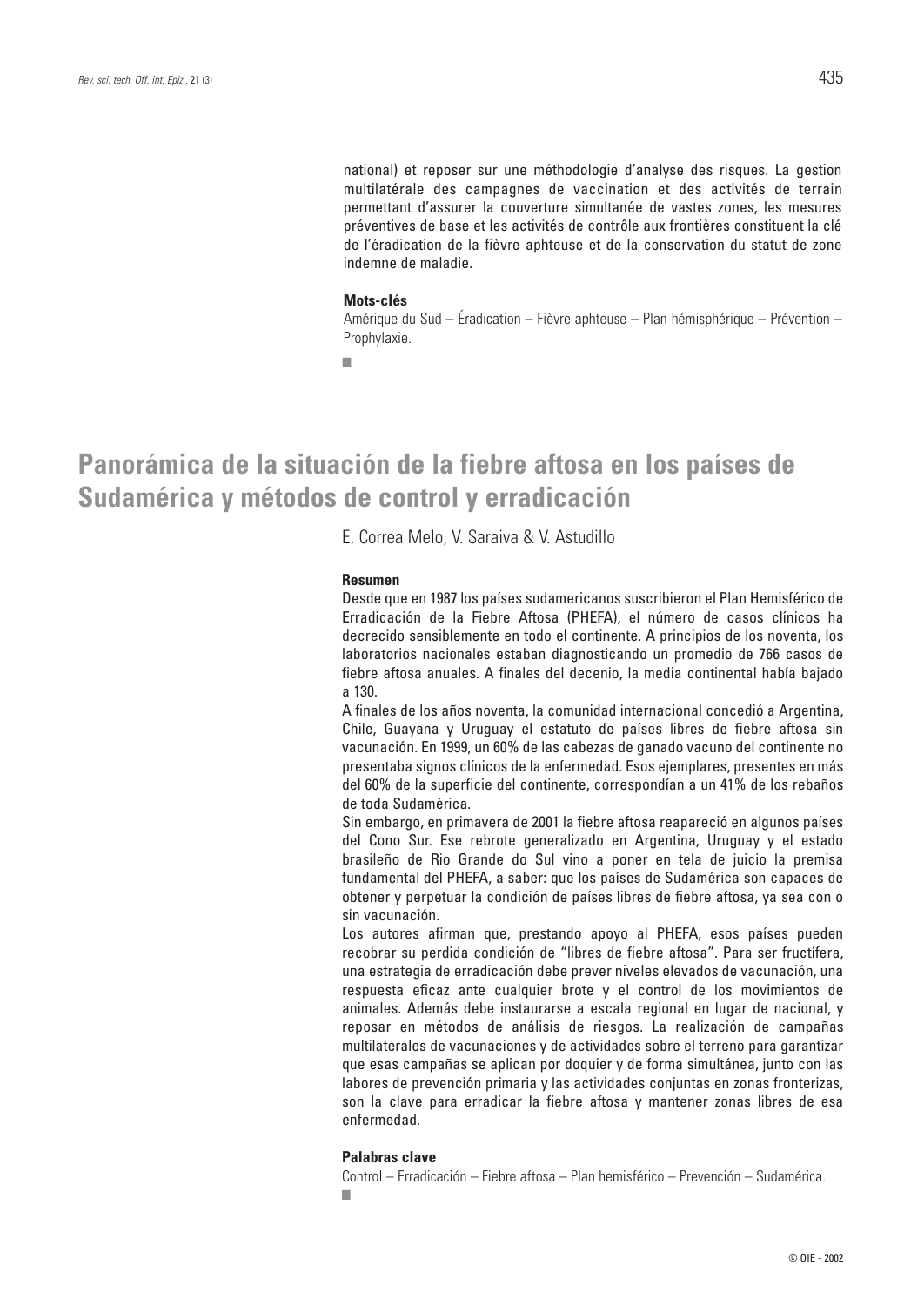national) et reposer sur une méthodologie d'analyse des risques. La gestion multilatérale des campagnes de vaccination et des activités de terrain permettant d'assurer la couverture simultanée de vastes zones, les mesures préventives de base et les activités de contrôle aux frontières constituent la clé de l'éradication de la fièvre aphteuse et de la conservation du statut de zone indemne de maladie.

**Mots-clés**

Amérique du Sud – Éradication – Fièvre aphteuse – Plan hémisphérique – Prévention – Prophylaxie.

■

# Panorámica de la situación de la fiebre aftosa en los países de Sudamérica y métodos de control y erradicación

E. Correa Melo, V. Saraiva & V. Astudillo

**Resumen**

Desde que en 1987 los países sudamericanos suscribieron el Plan Hemisférico de Erradicación de la Fiebre Aftosa (PHEFA), el número de casos clínicos ha decrecido sensiblemente en todo el continente. A principios de los noventa, los laboratorios nacionales estaban diagnosticando un promedio de 766 casos de fiebre aftosa anuales. A finales del decenio, la media continental había bajado a 130.

A finales de los años noventa, la comunidad internacional concedió a Argentina, Chile, Guayana y Uruguay el estatuto de países libres de fiebre aftosa sin vacunación. En 1999, un 60% de las cabezas de ganado vacuno del continente no presentaba signos clínicos de la enfermedad. Esos ejemplares, presentes en más del 60% de la superficie del continente, correspondían a un 41% de los rebaños de toda Sudamérica.

Sin embargo, en primavera de 2001 la fiebre aftosa reapareció en algunos países del Cono Sur. Ese rebrote generalizado en Argentina, Uruguay y el estado brasileño de Rio Grande do Sul vino a poner en tela de juicio la premisa fundamental del PHEFA, a saber: que los países de Sudamérica son capaces de obtener y perpetuar la condición de países libres de fiebre aftosa, ya sea con o sin vacunación.

Los autores afirman que, prestando apoyo al PHEFA, esos países pueden recobrar su perdida condición de "libres de fiebre aftosa". Para ser fructífera, una estrategia de erradicación debe prever niveles elevados de vacunación, una respuesta eficaz ante cualquier brote y el control de los movimientos de animales. Además debe instaurarse a escala regional en lugar de nacional, y reposar en métodos de análisis de riesgos. La realización de campañas multilaterales de vacunaciones y de actividades sobre el terreno para garantizar que esas campañas se aplican por doquier y de forma simultánea, junto con las labores de prevención primaria y las actividades conjuntas en zonas fronterizas, son la clave para erradicar la fiebre aftosa y mantener zonas libres de esa enfermedad.

**Palabras clave**

Control – Erradicación – Fiebre aftosa – Plan hemisférico – Prevención – Sudamérica.

■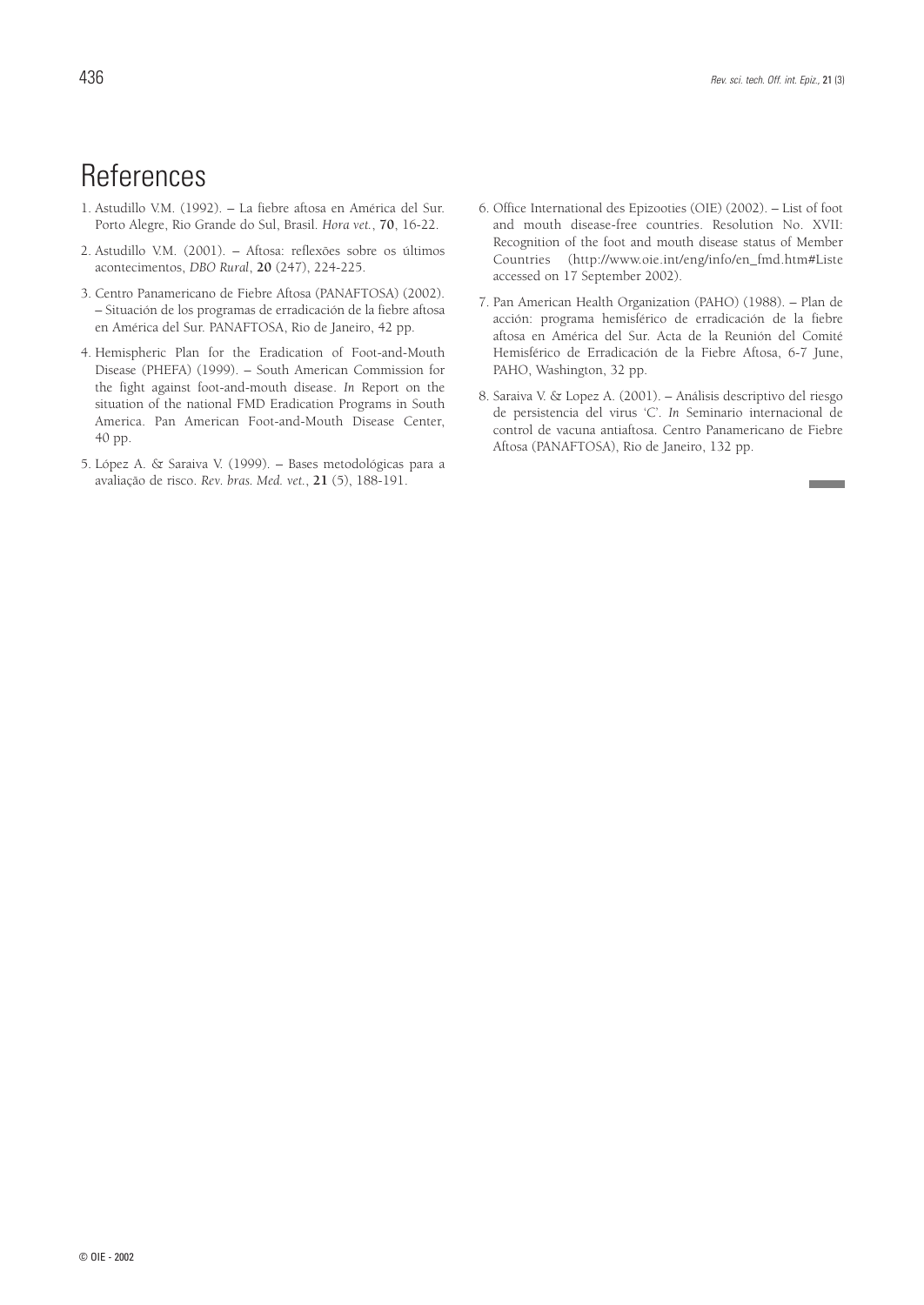# References

1. Astudillo V.M. (1992). – La fiebre aftosa en América del Sur. Porto Alegre, Rio Grande do Sul, Brasil. *Hora vet.*, **70**, 16-22.

2. Astudillo V.M. (2001). – Aftosa: reflexões sobre os últimos acontecimentos, *DBO Rural*, **20** (247), 224-225.

3. Centro Panamericano de Fiebre Aftosa (PANAFTOSA) (2002). – Situación de los programas de erradicación de la fiebre aftosa en América del Sur. PANAFTOSA, Rio de Janeiro, 42 pp.

4. Hemispheric Plan for the Eradication of Foot-and-Mouth Disease (PHEFA) (1999). – South American Commission for the fight against foot-and-mouth disease. *In* Report on the situation of the national FMD Eradication Programs in South America. Pan American Foot-and-Mouth Disease Center, 40 pp.

5. López A. & Saraiva V. (1999). – Bases metodológicas para a avaliação de risco. *Rev. bras. Med. vet.*, **21** (5), 188-191.

6. Office International des Epizooties (OIE) (2002). – List of foot and mouth disease-free countries. Resolution No. XVII: Recognition of the foot and mouth disease status of Member Countries (http://www.oie.int/eng/info/en_fmd.htm#Liste accessed on 17 September 2002).

7. Pan American Health Organization (PAHO) (1988). – Plan de acción: programa hemisférico de erradicación de la fiebre aftosa en América del Sur. Acta de la Reunión del Comité Hemisférico de Erradicación de la Fiebre Aftosa, 6-7 June, PAHO, Washington, 32 pp.

8. Saraiva V. & Lopez A. (2001). – Análisis descriptivo del riesgo de persistencia del virus 'C'. *In* Seminario internacional de control de vacuna antiaftosa. Centro Panamericano de Fiebre Aftosa (PANAFTOSA), Rio de Janeiro, 132 pp.